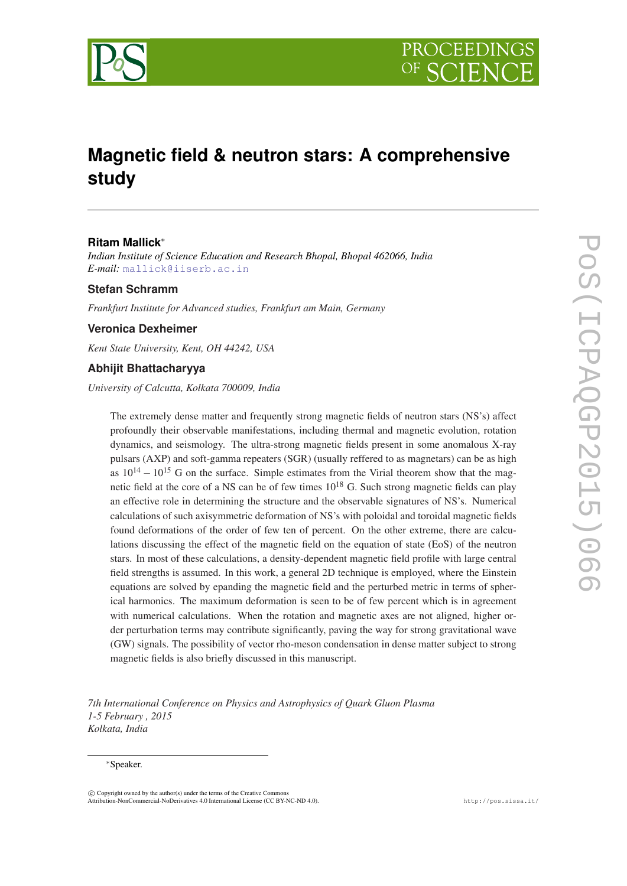# Magnetic field & neutron stars: A comprehensive study

**Ritam Mallick***

*Indian Institute of Science Education and Research Bhopal, Bhopal 462066, India*
*E-mail:* mallick@iiserb.ac.in

**Stefan Schramm**

*Frankfurt Institute for Advanced studies, Frankfurt am Main, Germany*

**Veronica Dexheimer**

*Kent State University, Kent, OH 44242, USA*

**Abhijit Bhattacharyya**

*University of Calcutta, Kolkata 700009, India*

The extremely dense matter and frequently strong magnetic fields of neutron stars (NS's) affect profoundly their observable manifestations, including thermal and magnetic evolution, rotation dynamics, and seismology. The ultra-strong magnetic fields present in some anomalous X-ray pulsars (AXP) and soft-gamma repeaters (SGR) (usually reffered to as magnetars) can be as high as $10^{14} - 10^{15}$ G on the surface. Simple estimates from the Virial theorem show that the magnetic field at the core of a NS can be of few times $10^{18}$ G. Such strong magnetic fields can play an effective role in determining the structure and the observable signatures of NS's. Numerical calculations of such axisymmetric deformation of NS's with poloidal and toroidal magnetic fields found deformations of the order of few ten of percent. On the other extreme, there are calculations discussing the effect of the magnetic field on the equation of state (EoS) of the neutron stars. In most of these calculations, a density-dependent magnetic field profile with large central field strengths is assumed. In this work, a general 2D technique is employed, where the Einstein equations are solved by epanding the magnetic field and the perturbed metric in terms of spherical harmonics. The maximum deformation is seen to be of few percent which is in agreement with numerical calculations. When the rotation and magnetic axes are not aligned, higher order perturbation terms may contribute significantly, paving the way for strong gravitational wave (GW) signals. The possibility of vector rho-meson condensation in dense matter subject to strong magnetic fields is also briefly discussed in this manuscript.

*7th International Conference on Physics and Astrophysics of Quark Gluon Plasma*
*1-5 February , 2015*
*Kolkata, India*

*Speaker.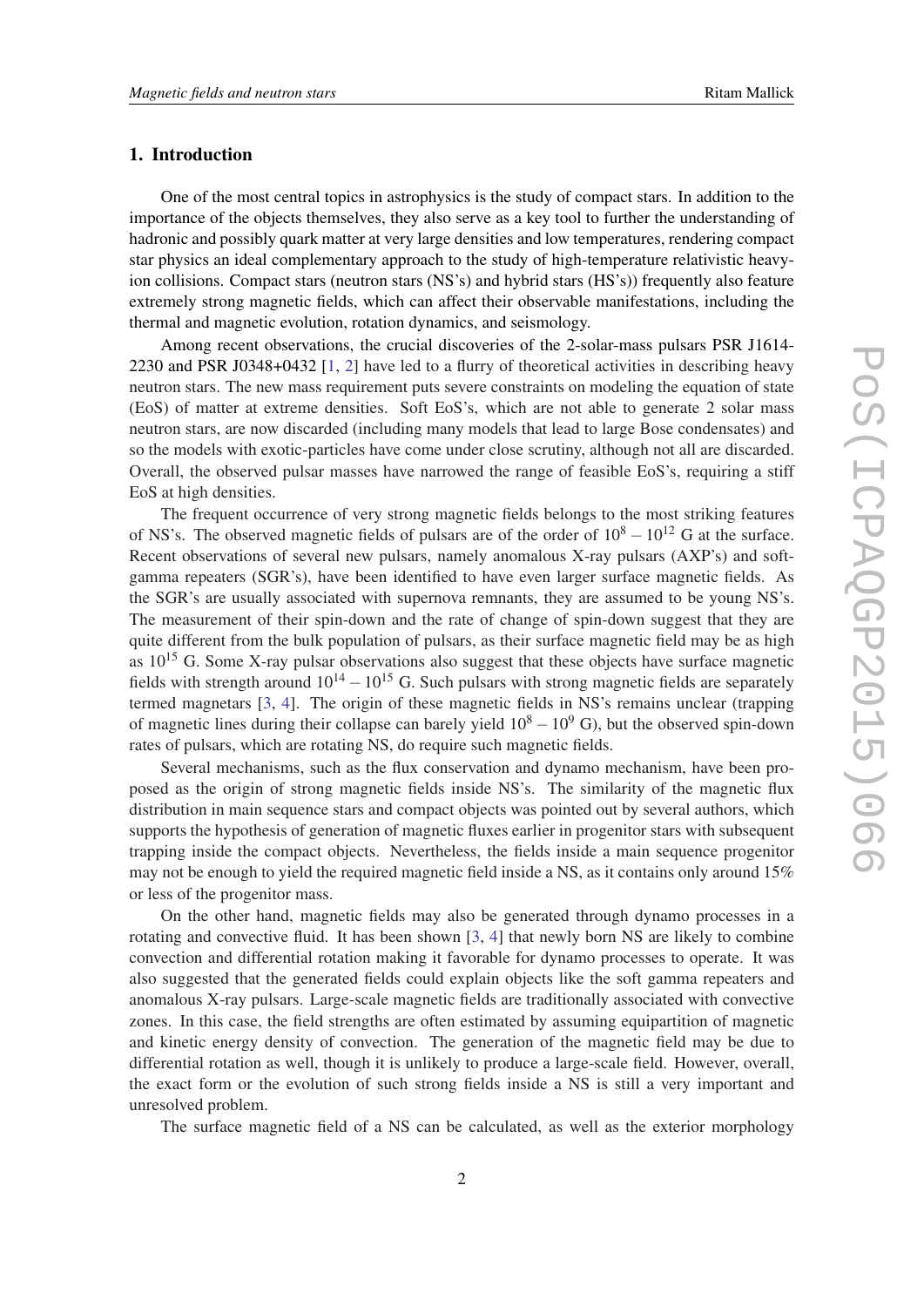## 1. Introduction

One of the most central topics in astrophysics is the study of compact stars. In addition to the importance of the objects themselves, they also serve as a key tool to further the understanding of hadronic and possibly quark matter at very large densities and low temperatures, rendering compact star physics an ideal complementary approach to the study of high-temperature relativistic heavy-ion collisions. Compact stars (neutron stars (NS's) and hybrid stars (HS's)) frequently also feature extremely strong magnetic fields, which can affect their observable manifestations, including the thermal and magnetic evolution, rotation dynamics, and seismology.

Among recent observations, the crucial discoveries of the 2-solar-mass pulsars PSR J1614-2230 and PSR J0348+0432 [1, 2] have led to a flurry of theoretical activities in describing heavy neutron stars. The new mass requirement puts severe constraints on modeling the equation of state (EoS) of matter at extreme densities. Soft EoS's, which are not able to generate 2 solar mass neutron stars, are now discarded (including many models that lead to large Bose condensates) and so the models with exotic-particles have come under close scrutiny, although not all are discarded. Overall, the observed pulsar masses have narrowed the range of feasible EoS's, requiring a stiff EoS at high densities.

The frequent occurrence of very strong magnetic fields belongs to the most striking features of NS's. The observed magnetic fields of pulsars are of the order of $10^8 - 10^{12}$ G at the surface. Recent observations of several new pulsars, namely anomalous X-ray pulsars (AXP's) and soft-gamma repeaters (SGR's), have been identified to have even larger surface magnetic fields. As the SGR's are usually associated with supernova remnants, they are assumed to be young NS's. The measurement of their spin-down and the rate of change of spin-down suggest that they are quite different from the bulk population of pulsars, as their surface magnetic field may be as high as $10^{15}$ G. Some X-ray pulsar observations also suggest that these objects have surface magnetic fields with strength around $10^{14} - 10^{15}$ G. Such pulsars with strong magnetic fields are separately termed magnetars [3, 4]. The origin of these magnetic fields in NS's remains unclear (trapping of magnetic lines during their collapse can barely yield $10^8 - 10^9$ G), but the observed spin-down rates of pulsars, which are rotating NS, do require such magnetic fields.

Several mechanisms, such as the flux conservation and dynamo mechanism, have been proposed as the origin of strong magnetic fields inside NS's. The similarity of the magnetic flux distribution in main sequence stars and compact objects was pointed out by several authors, which supports the hypothesis of generation of magnetic fluxes earlier in progenitor stars with subsequent trapping inside the compact objects. Nevertheless, the fields inside a main sequence progenitor may not be enough to yield the required magnetic field inside a NS, as it contains only around 15% or less of the progenitor mass.

On the other hand, magnetic fields may also be generated through dynamo processes in a rotating and convective fluid. It has been shown [3, 4] that newly born NS are likely to combine convection and differential rotation making it favorable for dynamo processes to operate. It was also suggested that the generated fields could explain objects like the soft gamma repeaters and anomalous X-ray pulsars. Large-scale magnetic fields are traditionally associated with convective zones. In this case, the field strengths are often estimated by assuming equipartition of magnetic and kinetic energy density of convection. The generation of the magnetic field may be due to differential rotation as well, though it is unlikely to produce a large-scale field. However, overall, the exact form or the evolution of such strong fields inside a NS is still a very important and unresolved problem.

The surface magnetic field of a NS can be calculated, as well as the exterior morphology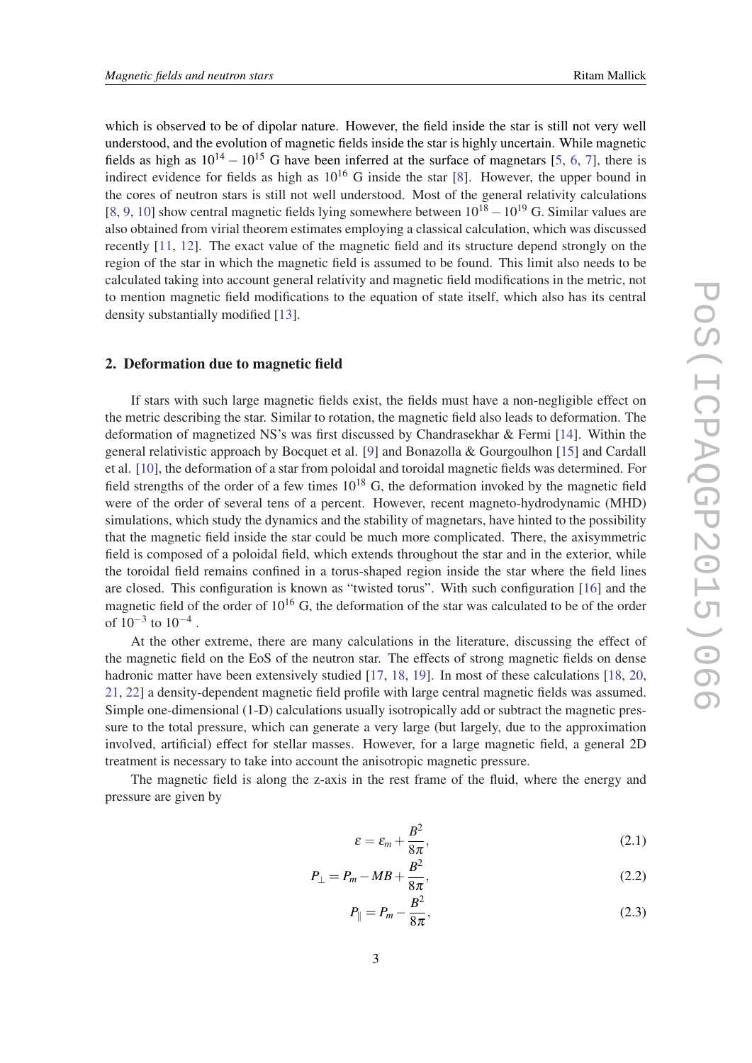which is observed to be of dipolar nature. However, the field inside the star is still not very well understood, and the evolution of magnetic fields inside the star is highly uncertain. While magnetic fields as high as $10^{14} - 10^{15}$ G have been inferred at the surface of magnetars [5, 6, 7], there is indirect evidence for fields as high as $10^{16}$ G inside the star [8]. However, the upper bound in the cores of neutron stars is still not well understood. Most of the general relativity calculations [8, 9, 10] show central magnetic fields lying somewhere between $10^{18} - 10^{19}$ G. Similar values are also obtained from virial theorem estimates employing a classical calculation, which was discussed recently [11, 12]. The exact value of the magnetic field and its structure depend strongly on the region of the star in which the magnetic field is assumed to be found. This limit also needs to be calculated taking into account general relativity and magnetic field modifications in the metric, not to mention magnetic field modifications to the equation of state itself, which also has its central density substantially modified [13].

## 2. Deformation due to magnetic field

If stars with such large magnetic fields exist, the fields must have a non-negligible effect on the metric describing the star. Similar to rotation, the magnetic field also leads to deformation. The deformation of magnetized NS's was first discussed by Chandrasekhar & Fermi [14]. Within the general relativistic approach by Bocquet et al. [9] and Bonazolla & Gourgoulhon [15] and Cardall et al. [10], the deformation of a star from poloidal and toroidal magnetic fields was determined. For field strengths of the order of a few times $10^{18}$ G, the deformation invoked by the magnetic field were of the order of several tens of a percent. However, recent magneto-hydrodynamic (MHD) simulations, which study the dynamics and the stability of magnetars, have hinted to the possibility that the magnetic field inside the star could be much more complicated. There, the axisymmetric field is composed of a poloidal field, which extends throughout the star and in the exterior, while the toroidal field remains confined in a torus-shaped region inside the star where the field lines are closed. This configuration is known as "twisted torus". With such configuration [16] and the magnetic field of the order of $10^{16}$ G, the deformation of the star was calculated to be of the order of $10^{-3}$ to $10^{-4}$ .

At the other extreme, there are many calculations in the literature, discussing the effect of the magnetic field on the EoS of the neutron star. The effects of strong magnetic fields on dense hadronic matter have been extensively studied [17, 18, 19]. In most of these calculations [18, 20, 21, 22] a density-dependent magnetic field profile with large central magnetic fields was assumed. Simple one-dimensional (1-D) calculations usually isotropically add or subtract the magnetic pressure to the total pressure, which can generate a very large (but largely, due to the approximation involved, artificial) effect for stellar masses. However, for a large magnetic field, a general 2D treatment is necessary to take into account the anisotropic magnetic pressure.

The magnetic field is along the z-axis in the rest frame of the fluid, where the energy and pressure are given by

$$\varepsilon = \varepsilon_m + \frac{B^2}{8\pi}, \tag{2.1}$$

$$P_\perp = P_m - MB + \frac{B^2}{8\pi}, \tag{2.2}$$

$$P_\parallel = P_m - \frac{B^2}{8\pi}, \tag{2.3}$$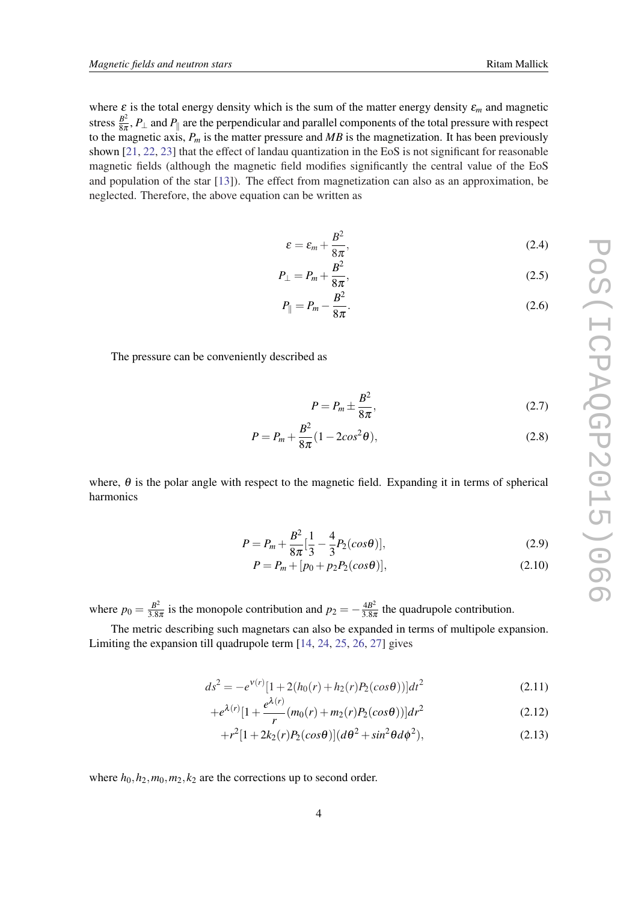where $\varepsilon$ is the total energy density which is the sum of the matter energy density $\varepsilon_m$ and magnetic stress $\frac{B^2}{8\pi}$, $P_\perp$ and $P_\parallel$ are the perpendicular and parallel components of the total pressure with respect to the magnetic axis, $P_m$ is the matter pressure and $MB$ is the magnetization. It has been previously shown [21, 22, 23] that the effect of landau quantization in the EoS is not significant for reasonable magnetic fields (although the magnetic field modifies significantly the central value of the EoS and population of the star [13]). The effect from magnetization can also as an approximation, be neglected. Therefore, the above equation can be written as

$$\varepsilon = \varepsilon_m + \frac{B^2}{8\pi}, \tag{2.4}$$

$$P_\perp = P_m + \frac{B^2}{8\pi}, \tag{2.5}$$

$$P_\parallel = P_m - \frac{B^2}{8\pi}. \tag{2.6}$$

The pressure can be conveniently described as

$$P = P_m \pm \frac{B^2}{8\pi}, \tag{2.7}$$

$$P = P_m + \frac{B^2}{8\pi}(1 - 2cos^2\theta), \tag{2.8}$$

where, $\theta$ is the polar angle with respect to the magnetic field. Expanding it in terms of spherical harmonics

$$P = P_m + \frac{B^2}{8\pi}[\frac{1}{3} - \frac{4}{3}P_2(cos\theta)], \tag{2.9}$$

$$P = P_m + [p_0 + p_2 P_2(cos\theta)], \tag{2.10}$$

where $p_0 = \frac{B^2}{3.8\pi}$ is the monopole contribution and $p_2 = -\frac{4B^2}{3.8\pi}$ the quadrupole contribution.

The metric describing such magnetars can also be expanded in terms of multipole expansion. Limiting the expansion till quadrupole term [14, 24, 25, 26, 27] gives

$$ds^2 = -e^{\nu(r)}[1 + 2(h_0(r) + h_2(r)P_2(cos\theta))]dt^2 \tag{2.11}$$

$$+e^{\lambda(r)}[1 + \frac{e^{\lambda(r)}}{r}(m_0(r) + m_2(r)P_2(cos\theta))]dr^2 \tag{2.12}$$

$$+r^2[1 + 2k_2(r)P_2(cos\theta)](d\theta^2 + sin^2\theta d\phi^2), \tag{2.13}$$

where $h_0, h_2, m_0, m_2, k_2$ are the corrections up to second order.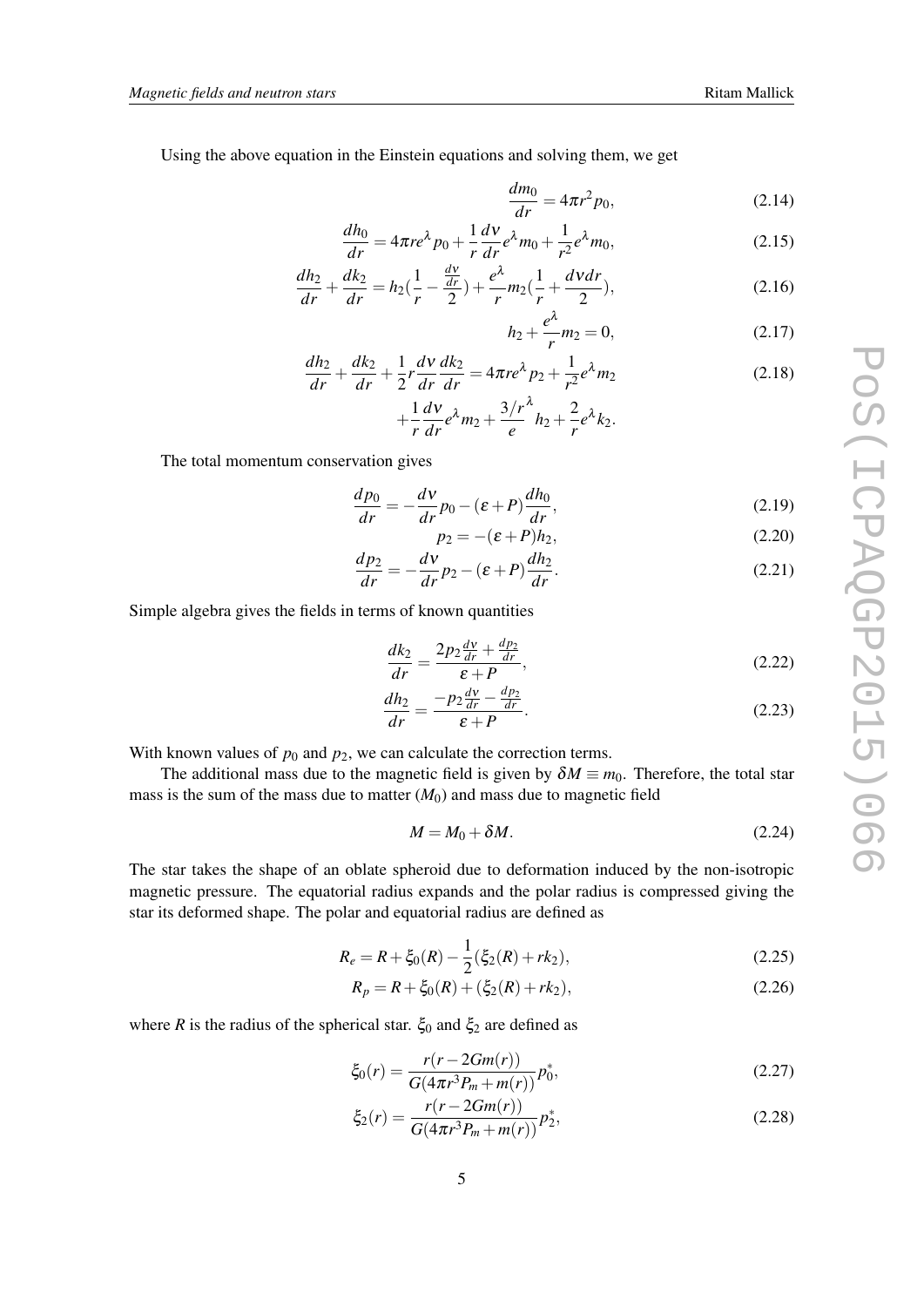Using the above equation in the Einstein equations and solving them, we get

$$\frac{dm_0}{dr} = 4\pi r^2 p_0, \tag{2.14}$$

$$\frac{dh_0}{dr} = 4\pi r e^{\lambda} p_0 + \frac{1}{r}\frac{d\nu}{dr} e^{\lambda} m_0 + \frac{1}{r^2} e^{\lambda} m_0, \tag{2.15}$$

$$\frac{dh_2}{dr} + \frac{dk_2}{dr} = h_2\left(\frac{1}{r} - \frac{\frac{d\nu}{dr}}{2}\right) + \frac{e^{\lambda}}{r} m_2\left(\frac{1}{r} + \frac{d\nu dr}{2}\right), \tag{2.16}$$

$$h_2 + \frac{e^{\lambda}}{r} m_2 = 0, \tag{2.17}$$

$$\frac{dh_2}{dr} + \frac{dk_2}{dr} + \frac{1}{2} r \frac{d\nu}{dr}\frac{dk_2}{dr} = 4\pi r e^{\lambda} p_2 + \frac{1}{r^2} e^{\lambda} m_2 + \frac{1}{r}\frac{d\nu}{dr} e^{\lambda} m_2 + \frac{3/r}{e}^{\lambda} h_2 + \frac{2}{r} e^{\lambda} k_2. \tag{2.18}$$

The total momentum conservation gives

$$\frac{dp_0}{dr} = -\frac{d\nu}{dr} p_0 - (\varepsilon + P)\frac{dh_0}{dr}, \tag{2.19}$$

$$p_2 = -(\varepsilon + P) h_2, \tag{2.20}$$

$$\frac{dp_2}{dr} = -\frac{d\nu}{dr} p_2 - (\varepsilon + P)\frac{dh_2}{dr}. \tag{2.21}$$

Simple algebra gives the fields in terms of known quantities

$$\frac{dk_2}{dr} = \frac{2p_2\frac{d\nu}{dr} + \frac{dp_2}{dr}}{\varepsilon + P}, \tag{2.22}$$

$$\frac{dh_2}{dr} = \frac{-p_2\frac{d\nu}{dr} - \frac{dp_2}{dr}}{\varepsilon + P}. \tag{2.23}$$

With known values of $p_0$ and $p_2$, we can calculate the correction terms.

The additional mass due to the magnetic field is given by $\delta M \equiv m_0$. Therefore, the total star mass is the sum of the mass due to matter ($M_0$) and mass due to magnetic field

$$M = M_0 + \delta M. \tag{2.24}$$

The star takes the shape of an oblate spheroid due to deformation induced by the non-isotropic magnetic pressure. The equatorial radius expands and the polar radius is compressed giving the star its deformed shape. The polar and equatorial radius are defined as

$$R_e = R + \xi_0(R) - \frac{1}{2}(\xi_2(R) + rk_2), \tag{2.25}$$

$$R_p = R + \xi_0(R) + (\xi_2(R) + rk_2), \tag{2.26}$$

where $R$ is the radius of the spherical star. $\xi_0$ and $\xi_2$ are defined as

$$\xi_0(r) = \frac{r(r - 2Gm(r))}{G(4\pi r^3 P_m + m(r))} p_0^*, \tag{2.27}$$

$$\xi_2(r) = \frac{r(r - 2Gm(r))}{G(4\pi r^3 P_m + m(r))} p_2^*, \tag{2.28}$$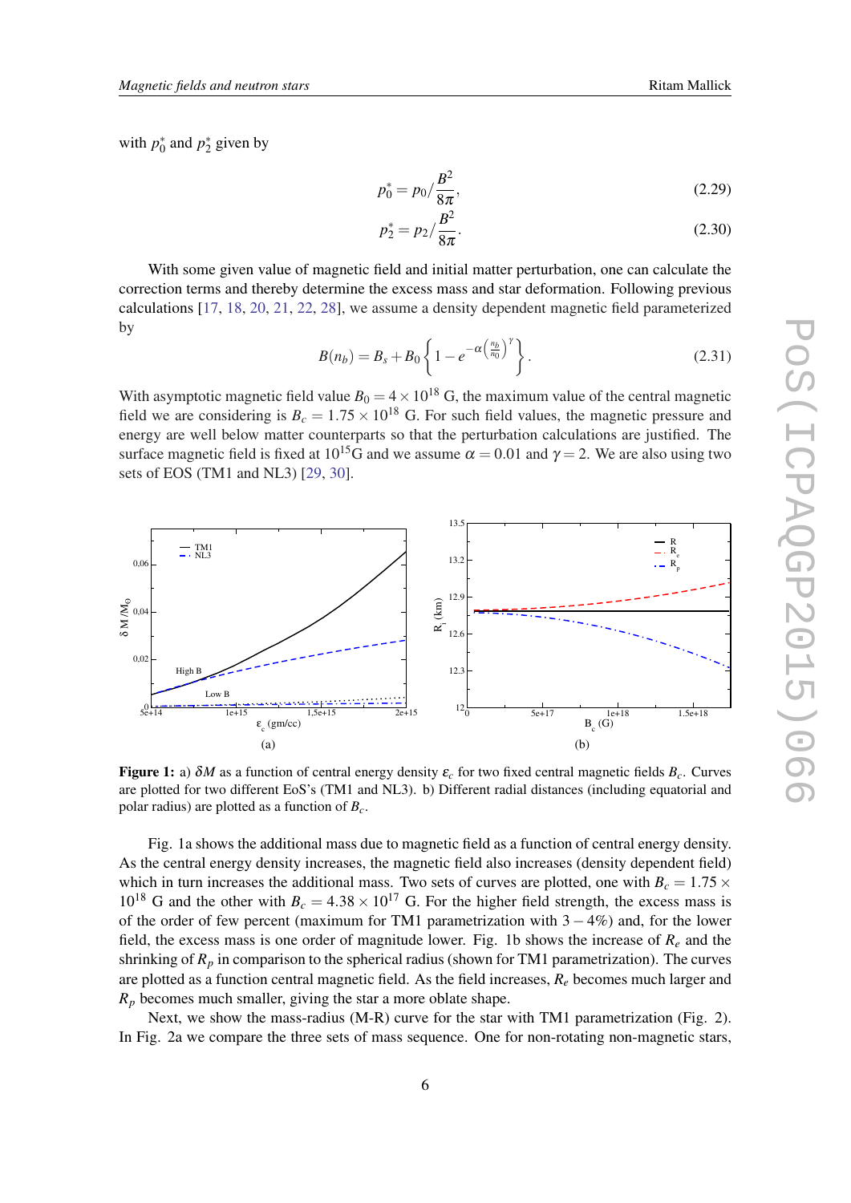with $p_0^*$ and $p_2^*$ given by

$$p_0^* = p_0 / \frac{B^2}{8\pi}, \tag{2.29}$$

$$p_2^* = p_2 / \frac{B^2}{8\pi}. \tag{2.30}$$

With some given value of magnetic field and initial matter perturbation, one can calculate the correction terms and thereby determine the excess mass and star deformation. Following previous calculations [17, 18, 20, 21, 22, 28], we assume a density dependent magnetic field parameterized by

$$B(n_b) = B_s + B_0 \left\{ 1 - e^{-\alpha \left(\frac{n_b}{n_0}\right)^{\gamma}} \right\}. \tag{2.31}$$

With asymptotic magnetic field value $B_0 = 4 \times 10^{18}$ G, the maximum value of the central magnetic field we are considering is $B_c = 1.75 \times 10^{18}$ G. For such field values, the magnetic pressure and energy are well below matter counterparts so that the perturbation calculations are justified. The surface magnetic field is fixed at $10^{15}$G and we assume $\alpha = 0.01$ and $\gamma = 2$. We are also using two sets of EOS (TM1 and NL3) [29, 30].

**Figure 1:** a) $\delta M$ as a function of central energy density $\varepsilon_c$ for two fixed central magnetic fields $B_c$. Curves are plotted for two different EoS's (TM1 and NL3). b) Different radial distances (including equatorial and polar radius) are plotted as a function of $B_c$.

Fig. 1a shows the additional mass due to magnetic field as a function of central energy density. As the central energy density increases, the magnetic field also increases (density dependent field) which in turn increases the additional mass. Two sets of curves are plotted, one with $B_c = 1.75 \times 10^{18}$ G and the other with $B_c = 4.38 \times 10^{17}$ G. For the higher field strength, the excess mass is of the order of few percent (maximum for TM1 parametrization with $3-4\%$) and, for the lower field, the excess mass is one order of magnitude lower. Fig. 1b shows the increase of $R_e$ and the shrinking of $R_p$ in comparison to the spherical radius (shown for TM1 parametrization). The curves are plotted as a function central magnetic field. As the field increases, $R_e$ becomes much larger and $R_p$ becomes much smaller, giving the star a more oblate shape.

Next, we show the mass-radius (M-R) curve for the star with TM1 parametrization (Fig. 2). In Fig. 2a we compare the three sets of mass sequence. One for non-rotating non-magnetic stars,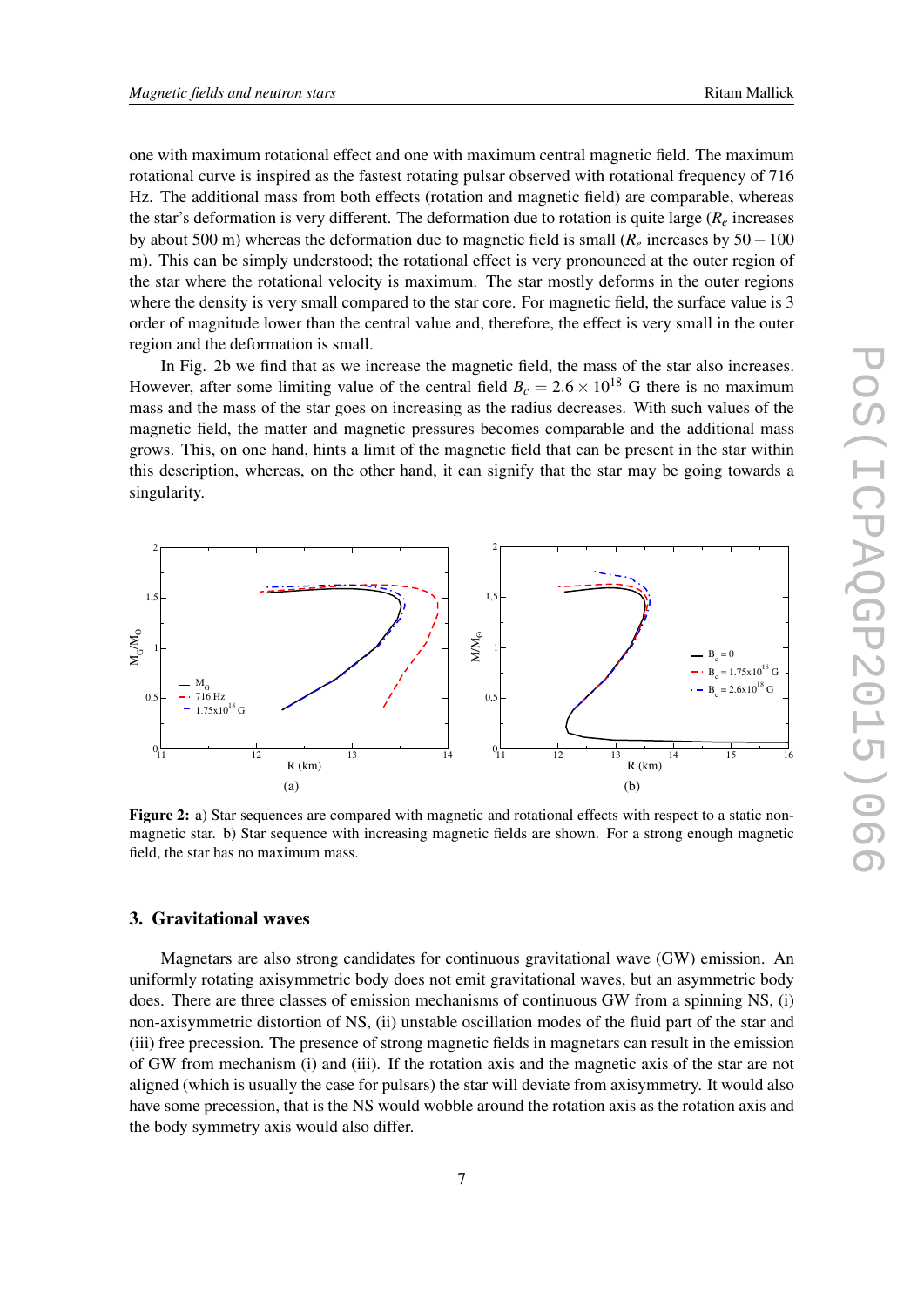one with maximum rotational effect and one with maximum central magnetic field. The maximum rotational curve is inspired as the fastest rotating pulsar observed with rotational frequency of 716 Hz. The additional mass from both effects (rotation and magnetic field) are comparable, whereas the star's deformation is very different. The deformation due to rotation is quite large ($R_e$ increases by about 500 m) whereas the deformation due to magnetic field is small ($R_e$ increases by $50-100$ m). This can be simply understood; the rotational effect is very pronounced at the outer region of the star where the rotational velocity is maximum. The star mostly deforms in the outer regions where the density is very small compared to the star core. For magnetic field, the surface value is 3 order of magnitude lower than the central value and, therefore, the effect is very small in the outer region and the deformation is small.

In Fig. 2b we find that as we increase the magnetic field, the mass of the star also increases. However, after some limiting value of the central field $B_c = 2.6 \times 10^{18}$ G there is no maximum mass and the mass of the star goes on increasing as the radius decreases. With such values of the magnetic field, the matter and magnetic pressures becomes comparable and the additional mass grows. This, on one hand, hints a limit of the magnetic field that can be present in the star within this description, whereas, on the other hand, it can signify that the star may be going towards a singularity.

**Figure 2:** a) Star sequences are compared with magnetic and rotational effects with respect to a static non-magnetic star. b) Star sequence with increasing magnetic fields are shown. For a strong enough magnetic field, the star has no maximum mass.

## 3. Gravitational waves

Magnetars are also strong candidates for continuous gravitational wave (GW) emission. An uniformly rotating axisymmetric body does not emit gravitational waves, but an asymmetric body does. There are three classes of emission mechanisms of continuous GW from a spinning NS, (i) non-axisymmetric distortion of NS, (ii) unstable oscillation modes of the fluid part of the star and (iii) free precession. The presence of strong magnetic fields in magnetars can result in the emission of GW from mechanism (i) and (iii). If the rotation axis and the magnetic axis of the star are not aligned (which is usually the case for pulsars) the star will deviate from axisymmetry. It would also have some precession, that is the NS would wobble around the rotation axis as the rotation axis and the body symmetry axis would also differ.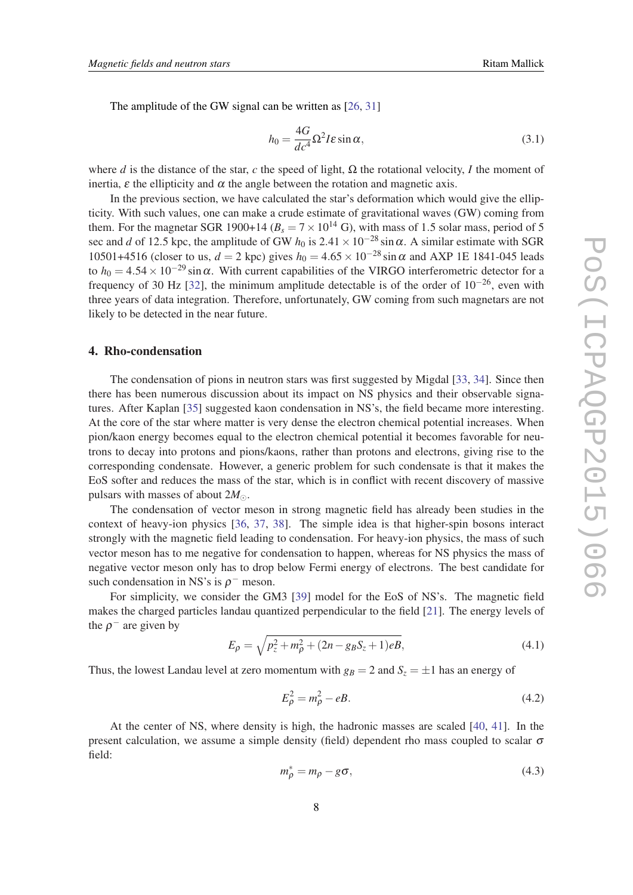The amplitude of the GW signal can be written as [26, 31]

$$h_0 = \frac{4G}{dc^4}\Omega^2 I \varepsilon \sin\alpha, \tag{3.1}$$

where $d$ is the distance of the star, $c$ the speed of light, $\Omega$ the rotational velocity, $I$ the moment of inertia, $\varepsilon$ the ellipticity and $\alpha$ the angle between the rotation and magnetic axis.

In the previous section, we have calculated the star's deformation which would give the ellipticity. With such values, one can make a crude estimate of gravitational waves (GW) coming from them. For the magnetar SGR 1900+14 ($B_s = 7\times10^{14}$ G), with mass of 1.5 solar mass, period of 5 sec and $d$ of 12.5 kpc, the amplitude of GW $h_0$ is $2.41\times10^{-28}\sin\alpha$. A similar estimate with SGR 10501+4516 (closer to us, $d = 2$ kpc) gives $h_0 = 4.65\times10^{-28}\sin\alpha$ and AXP 1E 1841-045 leads to $h_0 = 4.54\times10^{-29}\sin\alpha$. With current capabilities of the VIRGO interferometric detector for a frequency of 30 Hz [32], the minimum amplitude detectable is of the order of $10^{-26}$, even with three years of data integration. Therefore, unfortunately, GW coming from such magnetars are not likely to be detected in the near future.

## 4. Rho-condensation

The condensation of pions in neutron stars was first suggested by Migdal [33, 34]. Since then there has been numerous discussion about its impact on NS physics and their observable signatures. After Kaplan [35] suggested kaon condensation in NS's, the field became more interesting. At the core of the star where matter is very dense the electron chemical potential increases. When pion/kaon energy becomes equal to the electron chemical potential it becomes favorable for neutrons to decay into protons and pions/kaons, rather than protons and electrons, giving rise to the corresponding condensate. However, a generic problem for such condensate is that it makes the EoS softer and reduces the mass of the star, which is in conflict with recent discovery of massive pulsars with masses of about $2M_\odot$.

The condensation of vector meson in strong magnetic field has already been studies in the context of heavy-ion physics [36, 37, 38]. The simple idea is that higher-spin bosons interact strongly with the magnetic field leading to condensation. For heavy-ion physics, the mass of such vector meson has to me negative for condensation to happen, whereas for NS physics the mass of negative vector meson only has to drop below Fermi energy of electrons. The best candidate for such condensation in NS's is $\rho^-$ meson.

For simplicity, we consider the GM3 [39] model for the EoS of NS's. The magnetic field makes the charged particles landau quantized perpendicular to the field [21]. The energy levels of the $\rho^-$ are given by

$$E_\rho = \sqrt{p_z^2 + m_\rho^2 + (2n - g_B S_z + 1)eB}, \tag{4.1}$$

Thus, the lowest Landau level at zero momentum with $g_B = 2$ and $S_z = \pm 1$ has an energy of

$$E_\rho^2 = m_\rho^2 - eB. \tag{4.2}$$

At the center of NS, where density is high, the hadronic masses are scaled [40, 41]. In the present calculation, we assume a simple density (field) dependent rho mass coupled to scalar $\sigma$ field:

$$m_\rho^* = m_\rho - g\sigma, \tag{4.3}$$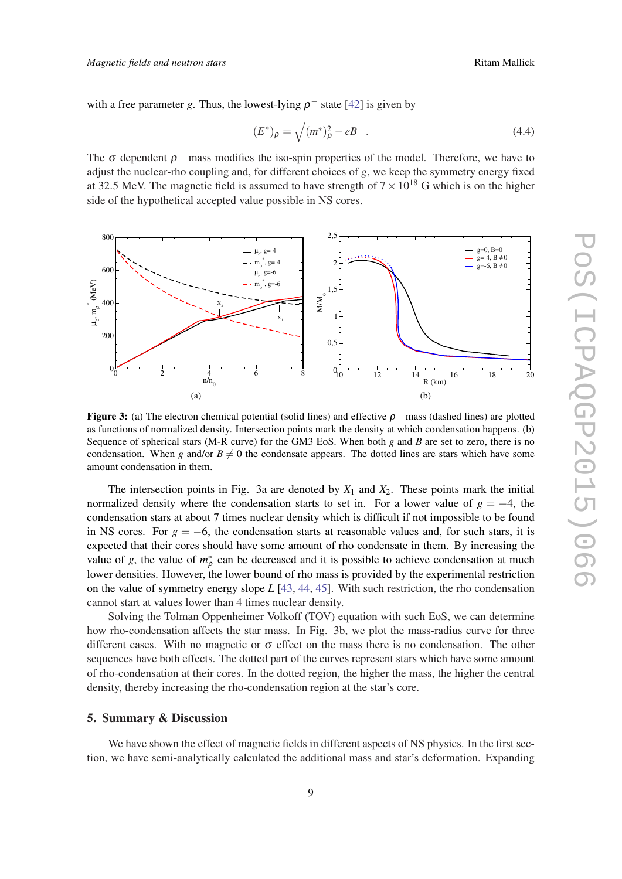with a free parameter $g$. Thus, the lowest-lying $\rho^-$ state [42] is given by

$$(E^*)_\rho = \sqrt{(m^*)^2_\rho - eB} \quad . \tag{4.4}$$

The $\sigma$ dependent $\rho^-$ mass modifies the iso-spin properties of the model. Therefore, we have to adjust the nuclear-rho coupling and, for different choices of $g$, we keep the symmetry energy fixed at 32.5 MeV. The magnetic field is assumed to have strength of $7 \times 10^{18}$ G which is on the higher side of the hypothetical accepted value possible in NS cores.

**Figure 3:** (a) The electron chemical potential (solid lines) and effective $\rho^-$ mass (dashed lines) are plotted as functions of normalized density. Intersection points mark the density at which condensation happens. (b) Sequence of spherical stars (M-R curve) for the GM3 EoS. When both $g$ and $B$ are set to zero, there is no condensation. When $g$ and/or $B \neq 0$ the condensate appears. The dotted lines are stars which have some amount condensation in them.

The intersection points in Fig. 3a are denoted by $X_1$ and $X_2$. These points mark the initial normalized density where the condensation starts to set in. For a lower value of $g = -4$, the condensation stars at about 7 times nuclear density which is difficult if not impossible to be found in NS cores. For $g = -6$, the condensation starts at reasonable values and, for such stars, it is expected that their cores should have some amount of rho condensate in them. By increasing the value of $g$, the value of $m^*_\rho$ can be decreased and it is possible to achieve condensation at much lower densities. However, the lower bound of rho mass is provided by the experimental restriction on the value of symmetry energy slope $L$ [43, 44, 45]. With such restriction, the rho condensation cannot start at values lower than 4 times nuclear density.

Solving the Tolman Oppenheimer Volkoff (TOV) equation with such EoS, we can determine how rho-condensation affects the star mass. In Fig. 3b, we plot the mass-radius curve for three different cases. With no magnetic or $\sigma$ effect on the mass there is no condensation. The other sequences have both effects. The dotted part of the curves represent stars which have some amount of rho-condensation at their cores. In the dotted region, the higher the mass, the higher the central density, thereby increasing the rho-condensation region at the star's core.

## 5. Summary & Discussion

We have shown the effect of magnetic fields in different aspects of NS physics. In the first section, we have semi-analytically calculated the additional mass and star's deformation. Expanding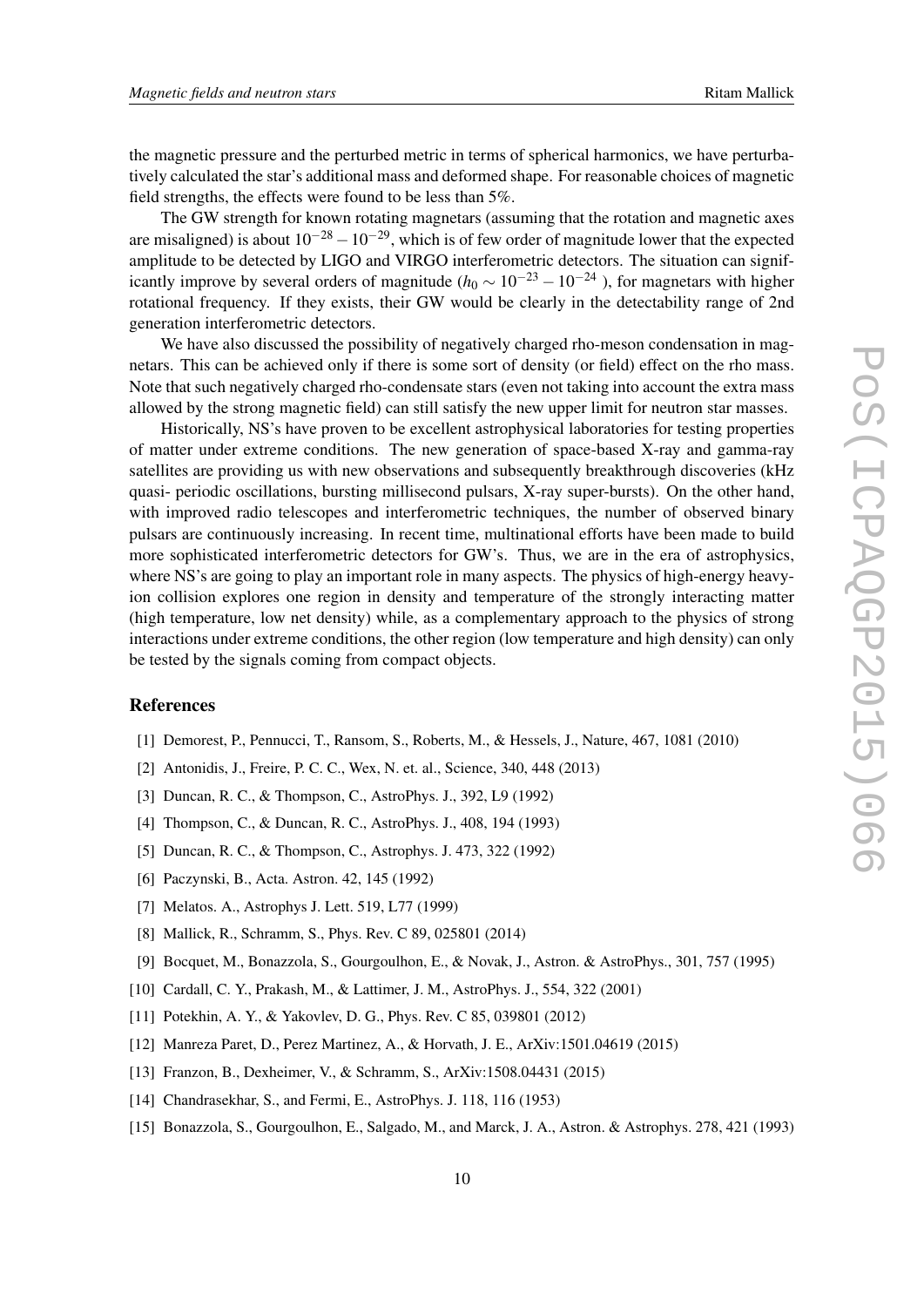the magnetic pressure and the perturbed metric in terms of spherical harmonics, we have perturbatively calculated the star's additional mass and deformed shape. For reasonable choices of magnetic field strengths, the effects were found to be less than 5%.

The GW strength for known rotating magnetars (assuming that the rotation and magnetic axes are misaligned) is about $10^{-28} - 10^{-29}$, which is of few order of magnitude lower that the expected amplitude to be detected by LIGO and VIRGO interferometric detectors. The situation can significantly improve by several orders of magnitude ($h_0 \sim 10^{-23} - 10^{-24}$ ), for magnetars with higher rotational frequency. If they exists, their GW would be clearly in the detectability range of 2nd generation interferometric detectors.

We have also discussed the possibility of negatively charged rho-meson condensation in magnetars. This can be achieved only if there is some sort of density (or field) effect on the rho mass. Note that such negatively charged rho-condensate stars (even not taking into account the extra mass allowed by the strong magnetic field) can still satisfy the new upper limit for neutron star masses.

Historically, NS's have proven to be excellent astrophysical laboratories for testing properties of matter under extreme conditions. The new generation of space-based X-ray and gamma-ray satellites are providing us with new observations and subsequently breakthrough discoveries (kHz quasi- periodic oscillations, bursting millisecond pulsars, X-ray super-bursts). On the other hand, with improved radio telescopes and interferometric techniques, the number of observed binary pulsars are continuously increasing. In recent time, multinational efforts have been made to build more sophisticated interferometric detectors for GW's. Thus, we are in the era of astrophysics, where NS's are going to play an important role in many aspects. The physics of high-energy heavy-ion collision explores one region in density and temperature of the strongly interacting matter (high temperature, low net density) while, as a complementary approach to the physics of strong interactions under extreme conditions, the other region (low temperature and high density) can only be tested by the signals coming from compact objects.

## References

[1] Demorest, P., Pennucci, T., Ransom, S., Roberts, M., & Hessels, J., Nature, 467, 1081 (2010)

[2] Antonidis, J., Freire, P. C. C., Wex, N. et. al., Science, 340, 448 (2013)

[3] Duncan, R. C., & Thompson, C., AstroPhys. J., 392, L9 (1992)

[4] Thompson, C., & Duncan, R. C., AstroPhys. J., 408, 194 (1993)

[5] Duncan, R. C., & Thompson, C., Astrophys. J. 473, 322 (1992)

[6] Paczynski, B., Acta. Astron. 42, 145 (1992)

[7] Melatos. A., Astrophys J. Lett. 519, L77 (1999)

[8] Mallick, R., Schramm, S., Phys. Rev. C 89, 025801 (2014)

[9] Bocquet, M., Bonazzola, S., Gourgoulhon, E., & Novak, J., Astron. & AstroPhys., 301, 757 (1995)

[10] Cardall, C. Y., Prakash, M., & Lattimer, J. M., AstroPhys. J., 554, 322 (2001)

[11] Potekhin, A. Y., & Yakovlev, D. G., Phys. Rev. C 85, 039801 (2012)

[12] Manreza Paret, D., Perez Martinez, A., & Horvath, J. E., ArXiv:1501.04619 (2015)

[13] Franzon, B., Dexheimer, V., & Schramm, S., ArXiv:1508.04431 (2015)

[14] Chandrasekhar, S., and Fermi, E., AstroPhys. J. 118, 116 (1953)

[15] Bonazzola, S., Gourgoulhon, E., Salgado, M., and Marck, J. A., Astron. & Astrophys. 278, 421 (1993)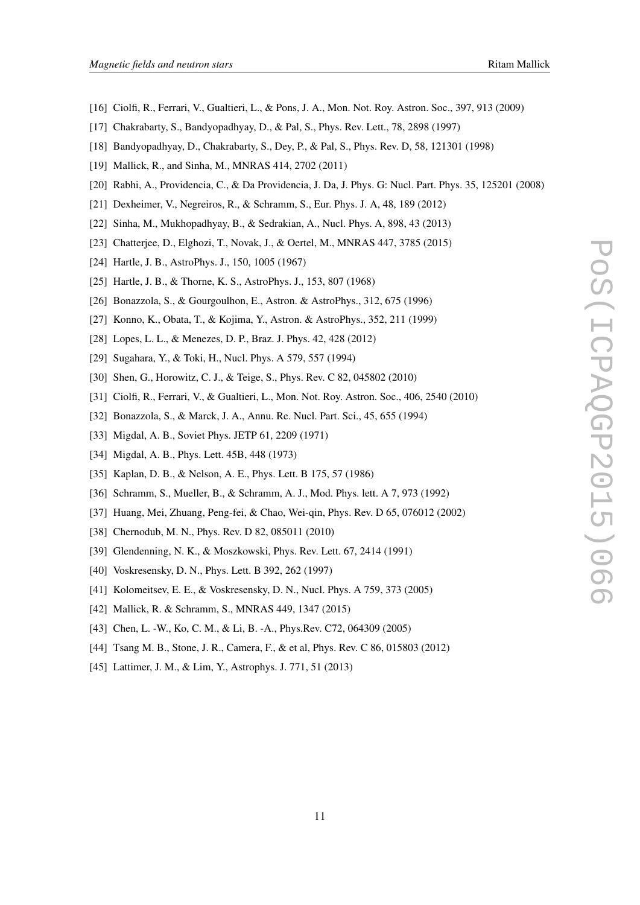[16] Ciolfi, R., Ferrari, V., Gualtieri, L., & Pons, J. A., Mon. Not. Roy. Astron. Soc., 397, 913 (2009)

[17] Chakrabarty, S., Bandyopadhyay, D., & Pal, S., Phys. Rev. Lett., 78, 2898 (1997)

[18] Bandyopadhyay, D., Chakrabarty, S., Dey, P., & Pal, S., Phys. Rev. D, 58, 121301 (1998)

[19] Mallick, R., and Sinha, M., MNRAS 414, 2702 (2011)

[20] Rabhi, A., Providencia, C., & Da Providencia, J. Da, J. Phys. G: Nucl. Part. Phys. 35, 125201 (2008)

[21] Dexheimer, V., Negreiros, R., & Schramm, S., Eur. Phys. J. A, 48, 189 (2012)

[22] Sinha, M., Mukhopadhyay, B., & Sedrakian, A., Nucl. Phys. A, 898, 43 (2013)

[23] Chatterjee, D., Elghozi, T., Novak, J., & Oertel, M., MNRAS 447, 3785 (2015)

[24] Hartle, J. B., AstroPhys. J., 150, 1005 (1967)

[25] Hartle, J. B., & Thorne, K. S., AstroPhys. J., 153, 807 (1968)

[26] Bonazzola, S., & Gourgoulhon, E., Astron. & AstroPhys., 312, 675 (1996)

[27] Konno, K., Obata, T., & Kojima, Y., Astron. & AstroPhys., 352, 211 (1999)

[28] Lopes, L. L., & Menezes, D. P., Braz. J. Phys. 42, 428 (2012)

[29] Sugahara, Y., & Toki, H., Nucl. Phys. A 579, 557 (1994)

[30] Shen, G., Horowitz, C. J., & Teige, S., Phys. Rev. C 82, 045802 (2010)

[31] Ciolfi, R., Ferrari, V., & Gualtieri, L., Mon. Not. Roy. Astron. Soc., 406, 2540 (2010)

[32] Bonazzola, S., & Marck, J. A., Annu. Re. Nucl. Part. Sci., 45, 655 (1994)

[33] Migdal, A. B., Soviet Phys. JETP 61, 2209 (1971)

[34] Migdal, A. B., Phys. Lett. 45B, 448 (1973)

[35] Kaplan, D. B., & Nelson, A. E., Phys. Lett. B 175, 57 (1986)

[36] Schramm, S., Mueller, B., & Schramm, A. J., Mod. Phys. lett. A 7, 973 (1992)

[37] Huang, Mei, Zhuang, Peng-fei, & Chao, Wei-qin, Phys. Rev. D 65, 076012 (2002)

[38] Chernodub, M. N., Phys. Rev. D 82, 085011 (2010)

[39] Glendenning, N. K., & Moszkowski, Phys. Rev. Lett. 67, 2414 (1991)

[40] Voskresensky, D. N., Phys. Lett. B 392, 262 (1997)

[41] Kolomeitsev, E. E., & Voskresensky, D. N., Nucl. Phys. A 759, 373 (2005)

[42] Mallick, R. & Schramm, S., MNRAS 449, 1347 (2015)

[43] Chen, L. -W., Ko, C. M., & Li, B. -A., Phys.Rev. C72, 064309 (2005)

[44] Tsang M. B., Stone, J. R., Camera, F., & et al, Phys. Rev. C 86, 015803 (2012)

[45] Lattimer, J. M., & Lim, Y., Astrophys. J. 771, 51 (2013)